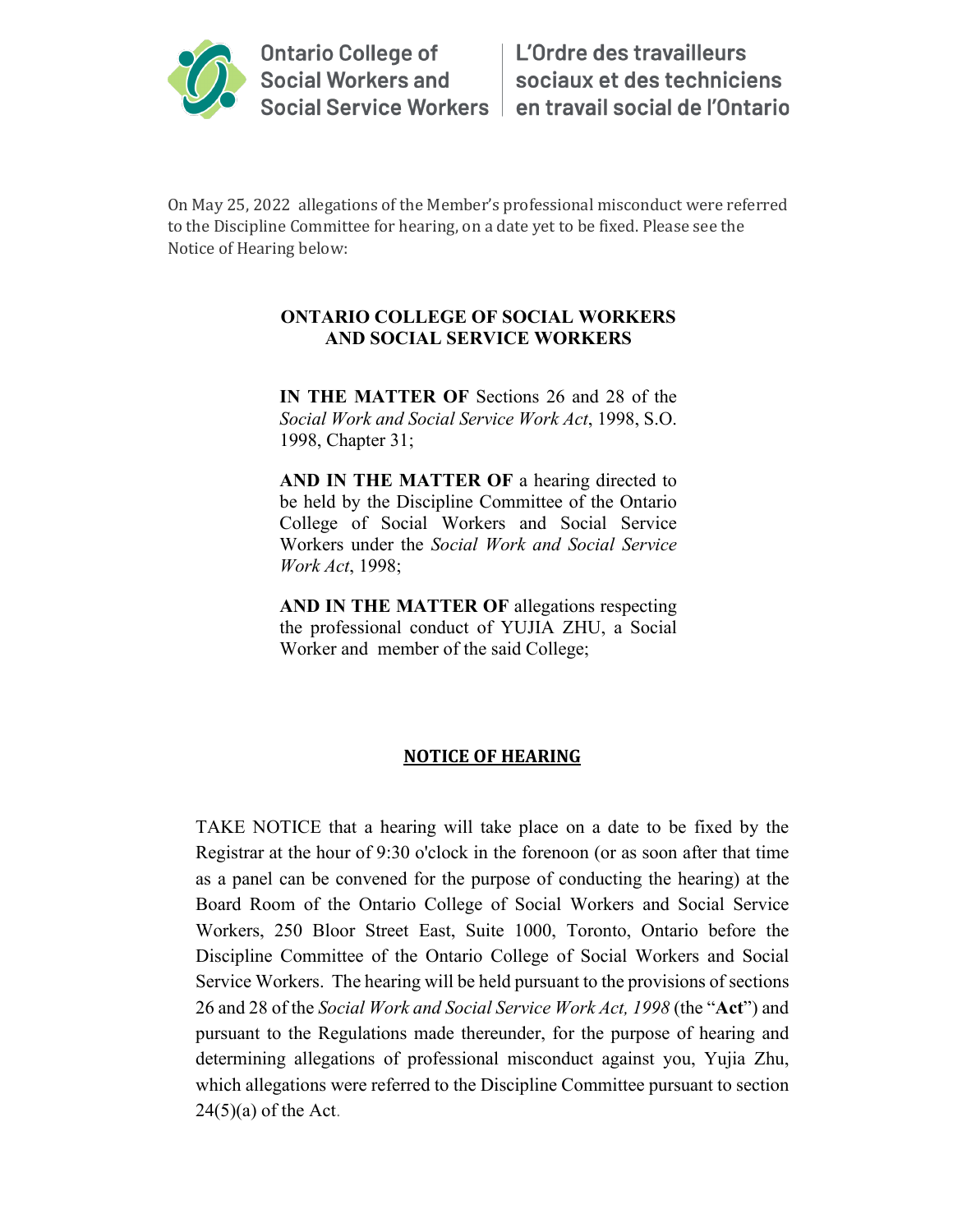Ontario College of Social Workers and Social Service Workers | L'Ordre des travailleurs sociaux et des techniciens en travail social de l'Ontario

On May 25, 2022 allegations of the Member's professional misconduct were referred to the Discipline Committee for hearing, on a date yet to be fixed. Please see the Notice of Hearing below:

**ONTARIO COLLEGE OF SOCIAL WORKERS AND SOCIAL SERVICE WORKERS**

**IN THE MATTER OF** Sections 26 and 28 of the *Social Work and Social Service Work Act*, 1998, S.O. 1998, Chapter 31;

**AND IN THE MATTER OF** a hearing directed to be held by the Discipline Committee of the Ontario College of Social Workers and Social Service Workers under the *Social Work and Social Service Work Act*, 1998;

**AND IN THE MATTER OF** allegations respecting the professional conduct of YUJIA ZHU, a Social Worker and member of the said College;

## NOTICE OF HEARING

TAKE NOTICE that a hearing will take place on a date to be fixed by the Registrar at the hour of 9:30 o'clock in the forenoon (or as soon after that time as a panel can be convened for the purpose of conducting the hearing) at the Board Room of the Ontario College of Social Workers and Social Service Workers, 250 Bloor Street East, Suite 1000, Toronto, Ontario before the Discipline Committee of the Ontario College of Social Workers and Social Service Workers. The hearing will be held pursuant to the provisions of sections 26 and 28 of the *Social Work and Social Service Work Act, 1998* (the "**Act**") and pursuant to the Regulations made thereunder, for the purpose of hearing and determining allegations of professional misconduct against you, Yujia Zhu, which allegations were referred to the Discipline Committee pursuant to section 24(5)(a) of the Act.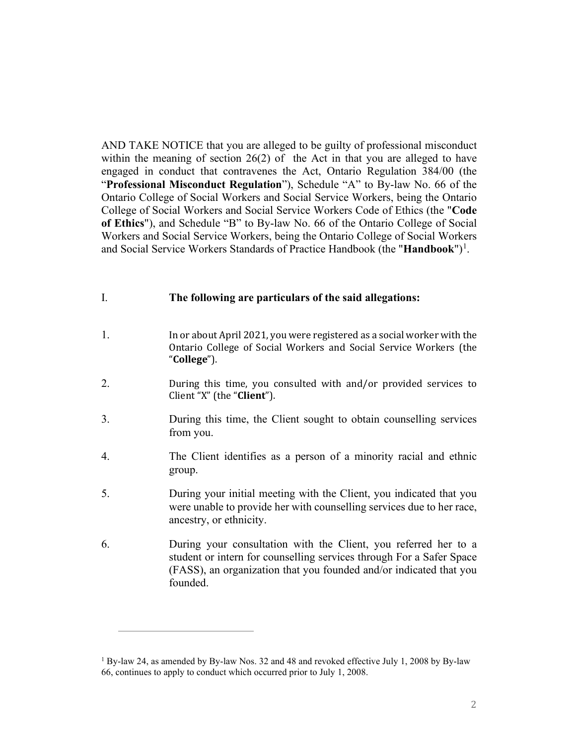AND TAKE NOTICE that you are alleged to be guilty of professional misconduct within the meaning of section 26(2) of the Act in that you are alleged to have engaged in conduct that contravenes the Act, Ontario Regulation 384/00 (the "**Professional Misconduct Regulation**"), Schedule "A" to By-law No. 66 of the Ontario College of Social Workers and Social Service Workers, being the Ontario College of Social Workers and Social Service Workers Code of Ethics (the "**Code of Ethics**"), and Schedule "B" to By-law No. 66 of the Ontario College of Social Workers and Social Service Workers, being the Ontario College of Social Workers and Social Service Workers Standards of Practice Handbook (the "**Handbook**")[1].

I. **The following are particulars of the said allegations:**

1. In or about April 2021, you were registered as a social worker with the Ontario College of Social Workers and Social Service Workers (the "**College**").

2. During this time, you consulted with and/or provided services to Client "X" (the "**Client**").

3. During this time, the Client sought to obtain counselling services from you.

4. The Client identifies as a person of a minority racial and ethnic group.

5. During your initial meeting with the Client, you indicated that you were unable to provide her with counselling services due to her race, ancestry, or ethnicity.

6. During your consultation with the Client, you referred her to a student or intern for counselling services through For a Safer Space (FASS), an organization that you founded and/or indicated that you founded.

---

[1] By-law 24, as amended by By-law Nos. 32 and 48 and revoked effective July 1, 2008 by By-law 66, continues to apply to conduct which occurred prior to July 1, 2008.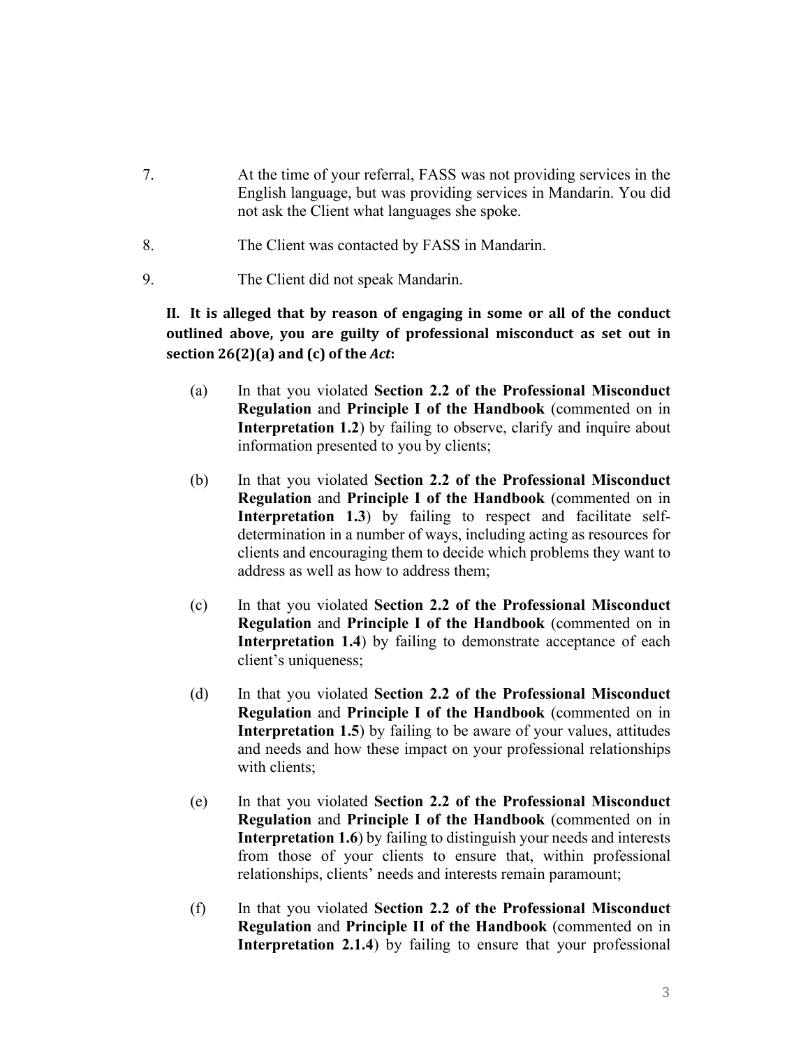7. At the time of your referral, FASS was not providing services in the English language, but was providing services in Mandarin. You did not ask the Client what languages she spoke.

8. The Client was contacted by FASS in Mandarin.

9. The Client did not speak Mandarin.

**II. It is alleged that by reason of engaging in some or all of the conduct outlined above, you are guilty of professional misconduct as set out in section 26(2)(a) and (c) of the *Act*:**

(a) In that you violated **Section 2.2 of the Professional Misconduct Regulation** and **Principle I of the Handbook** (commented on in **Interpretation 1.2**) by failing to observe, clarify and inquire about information presented to you by clients;

(b) In that you violated **Section 2.2 of the Professional Misconduct Regulation** and **Principle I of the Handbook** (commented on in **Interpretation 1.3**) by failing to respect and facilitate self-determination in a number of ways, including acting as resources for clients and encouraging them to decide which problems they want to address as well as how to address them;

(c) In that you violated **Section 2.2 of the Professional Misconduct Regulation** and **Principle I of the Handbook** (commented on in **Interpretation 1.4**) by failing to demonstrate acceptance of each client's uniqueness;

(d) In that you violated **Section 2.2 of the Professional Misconduct Regulation** and **Principle I of the Handbook** (commented on in **Interpretation 1.5**) by failing to be aware of your values, attitudes and needs and how these impact on your professional relationships with clients;

(e) In that you violated **Section 2.2 of the Professional Misconduct Regulation** and **Principle I of the Handbook** (commented on in **Interpretation 1.6**) by failing to distinguish your needs and interests from those of your clients to ensure that, within professional relationships, clients' needs and interests remain paramount;

(f) In that you violated **Section 2.2 of the Professional Misconduct Regulation** and **Principle II of the Handbook** (commented on in **Interpretation 2.1.4**) by failing to ensure that your professional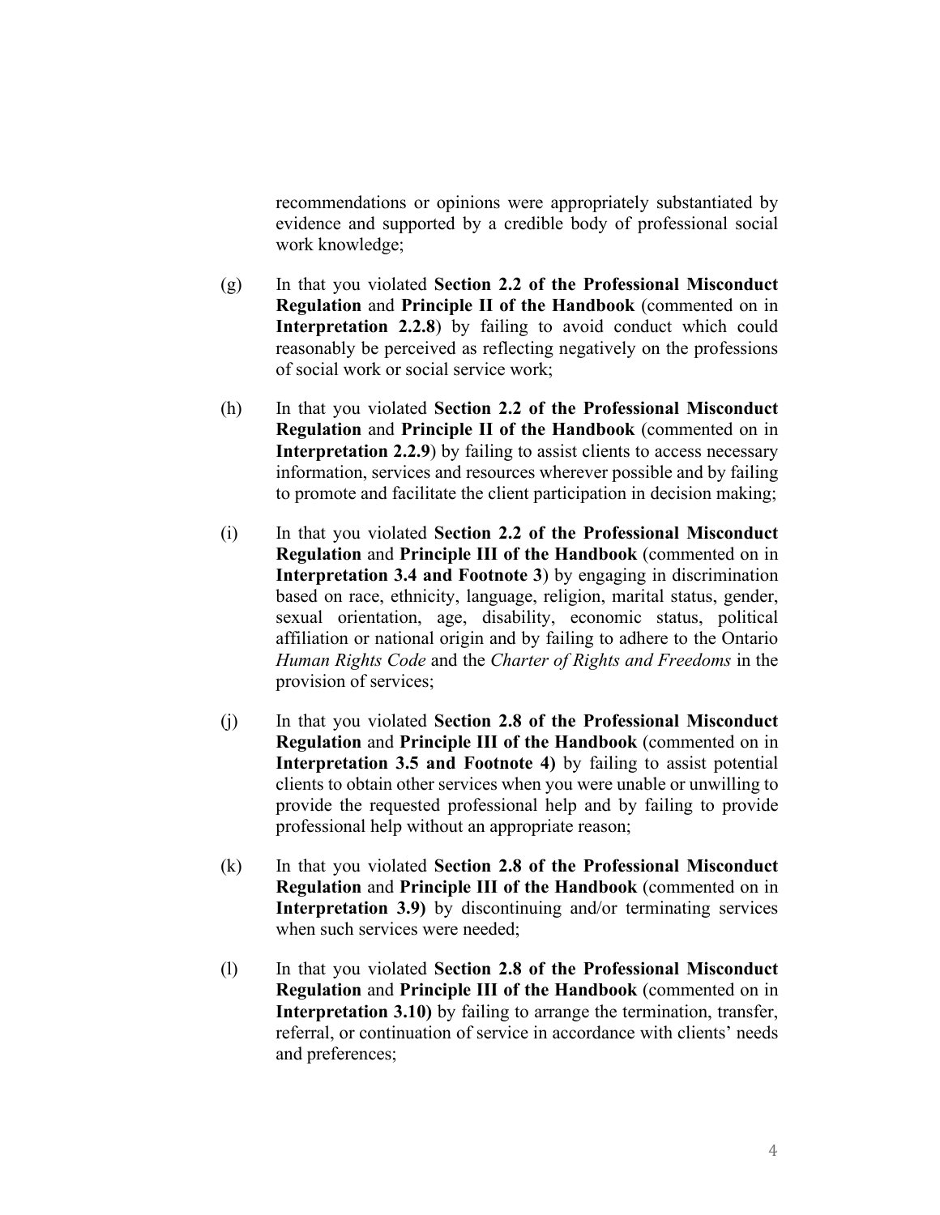recommendations or opinions were appropriately substantiated by evidence and supported by a credible body of professional social work knowledge;

(g) In that you violated **Section 2.2 of the Professional Misconduct Regulation** and **Principle II of the Handbook** (commented on in **Interpretation 2.2.8**) by failing to avoid conduct which could reasonably be perceived as reflecting negatively on the professions of social work or social service work;

(h) In that you violated **Section 2.2 of the Professional Misconduct Regulation** and **Principle II of the Handbook** (commented on in **Interpretation 2.2.9**) by failing to assist clients to access necessary information, services and resources wherever possible and by failing to promote and facilitate the client participation in decision making;

(i) In that you violated **Section 2.2 of the Professional Misconduct Regulation** and **Principle III of the Handbook** (commented on in **Interpretation 3.4 and Footnote 3**) by engaging in discrimination based on race, ethnicity, language, religion, marital status, gender, sexual orientation, age, disability, economic status, political affiliation or national origin and by failing to adhere to the Ontario *Human Rights Code* and the *Charter of Rights and Freedoms* in the provision of services;

(j) In that you violated **Section 2.8 of the Professional Misconduct Regulation** and **Principle III of the Handbook** (commented on in **Interpretation 3.5 and Footnote 4)** by failing to assist potential clients to obtain other services when you were unable or unwilling to provide the requested professional help and by failing to provide professional help without an appropriate reason;

(k) In that you violated **Section 2.8 of the Professional Misconduct Regulation** and **Principle III of the Handbook** (commented on in **Interpretation 3.9)** by discontinuing and/or terminating services when such services were needed;

(l) In that you violated **Section 2.8 of the Professional Misconduct Regulation** and **Principle III of the Handbook** (commented on in **Interpretation 3.10)** by failing to arrange the termination, transfer, referral, or continuation of service in accordance with clients' needs and preferences;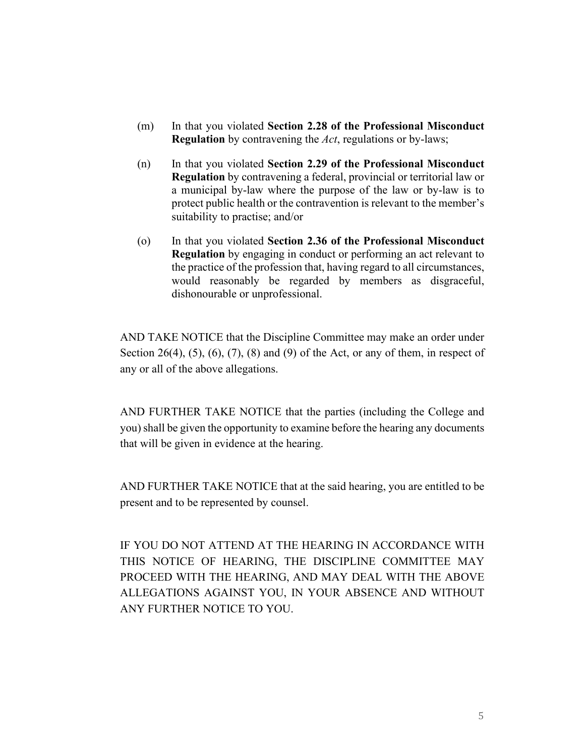(m) In that you violated **Section 2.28 of the Professional Misconduct Regulation** by contravening the *Act*, regulations or by-laws;

(n) In that you violated **Section 2.29 of the Professional Misconduct Regulation** by contravening a federal, provincial or territorial law or a municipal by-law where the purpose of the law or by-law is to protect public health or the contravention is relevant to the member's suitability to practise; and/or

(o) In that you violated **Section 2.36 of the Professional Misconduct Regulation** by engaging in conduct or performing an act relevant to the practice of the profession that, having regard to all circumstances, would reasonably be regarded by members as disgraceful, dishonourable or unprofessional.

AND TAKE NOTICE that the Discipline Committee may make an order under Section 26(4), (5), (6), (7), (8) and (9) of the Act, or any of them, in respect of any or all of the above allegations.

AND FURTHER TAKE NOTICE that the parties (including the College and you) shall be given the opportunity to examine before the hearing any documents that will be given in evidence at the hearing.

AND FURTHER TAKE NOTICE that at the said hearing, you are entitled to be present and to be represented by counsel.

IF YOU DO NOT ATTEND AT THE HEARING IN ACCORDANCE WITH THIS NOTICE OF HEARING, THE DISCIPLINE COMMITTEE MAY PROCEED WITH THE HEARING, AND MAY DEAL WITH THE ABOVE ALLEGATIONS AGAINST YOU, IN YOUR ABSENCE AND WITHOUT ANY FURTHER NOTICE TO YOU.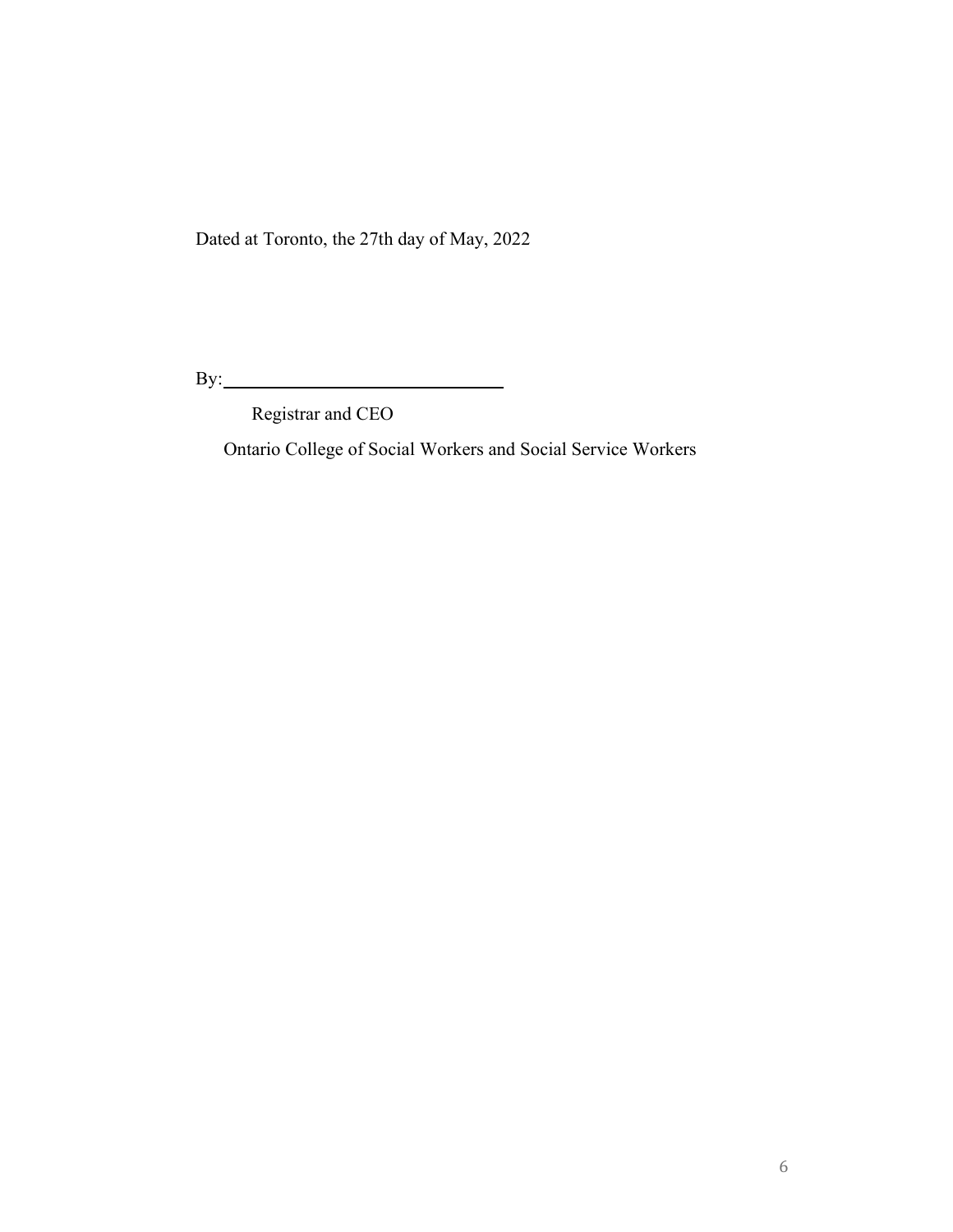Dated at Toronto, the 27th day of May, 2022

By:\_\_\_\_\_\_\_\_\_\_\_\_\_\_\_\_\_\_\_\_\_\_\_\_\_\_\_\_\_\_

Registrar and CEO

Ontario College of Social Workers and Social Service Workers